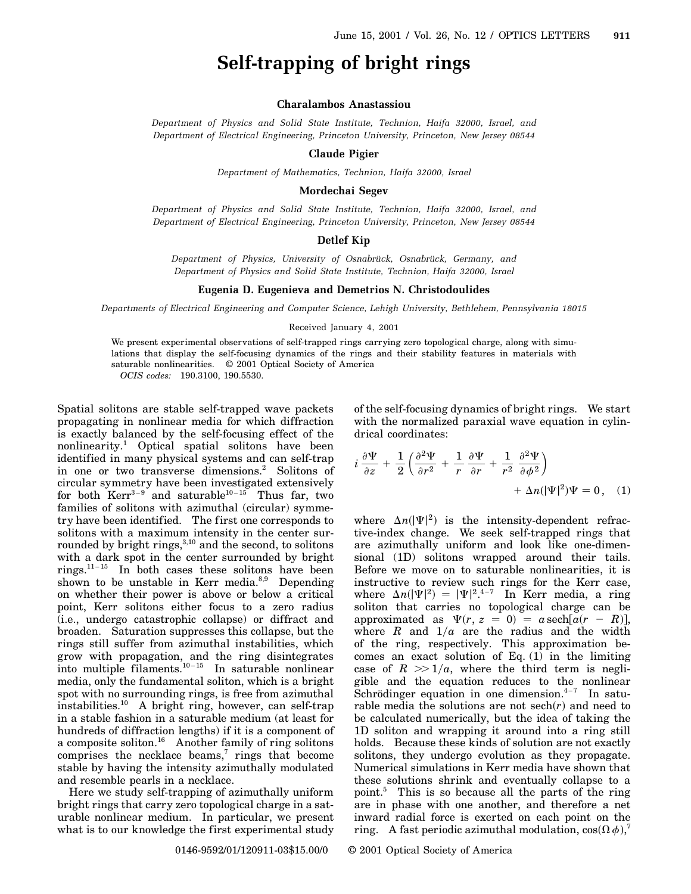# Self-trapping of bright rings

**Charalambos Anastassiou**

*Department of Physics and Solid State Institute, Technion, Haifa 32000, Israel, and Department of Electrical Engineering, Princeton University, Princeton, New Jersey 08544*

**Claude Pigier**

*Department of Mathematics, Technion, Haifa 32000, Israel*

**Mordechai Segev**

*Department of Physics and Solid State Institute, Technion, Haifa 32000, Israel, and Department of Electrical Engineering, Princeton University, Princeton, New Jersey 08544*

**Detlef Kip**

*Department of Physics, University of Osnabrück, Osnabrück, Germany, and Department of Physics and Solid State Institute, Technion, Haifa 32000, Israel*

**Eugenia D. Eugenieva and Demetrios N. Christodoulides**

*Departments of Electrical Engineering and Computer Science, Lehigh University, Bethlehem, Pennsylvania 18015*

Received January 4, 2001

We present experimental observations of self-trapped rings carrying zero topological charge, along with simulations that display the self-focusing dynamics of the rings and their stability features in materials with saturable nonlinearities. © 2001 Optical Society of America

*OCIS codes:* 190.3100, 190.5530.

Spatial solitons are stable self-trapped wave packets propagating in nonlinear media for which diffraction is exactly balanced by the self-focusing effect of the nonlinearity.[1] Optical spatial solitons have been identified in many physical systems and can self-trap in one or two transverse dimensions.[2] Solitons of circular symmetry have been investigated extensively for both Kerr[3–9] and saturable[10–15] Thus far, two families of solitons with azimuthal (circular) symmetry have been identified. The first one corresponds to solitons with a maximum intensity in the center surrounded by bright rings,[3,10] and the second, to solitons with a dark spot in the center surrounded by bright rings.[11–15] In both cases these solitons have been shown to be unstable in Kerr media.[8,9] Depending on whether their power is above or below a critical point, Kerr solitons either focus to a zero radius (i.e., undergo catastrophic collapse) or diffract and broaden. Saturation suppresses this collapse, but the rings still suffer from azimuthal instabilities, which grow with propagation, and the ring disintegrates into multiple filaments.[10–15] In saturable nonlinear media, only the fundamental soliton, which is a bright spot with no surrounding rings, is free from azimuthal instabilities.[10] A bright ring, however, can self-trap in a stable fashion in a saturable medium (at least for hundreds of diffraction lengths) if it is a component of a composite soliton.[16] Another family of ring solitons comprises the necklace beams,[7] rings that become stable by having the intensity azimuthally modulated and resemble pearls in a necklace.

Here we study self-trapping of azimuthally uniform bright rings that carry zero topological charge in a saturable nonlinear medium. In particular, we present what is to our knowledge the first experimental study of the self-focusing dynamics of bright rings. We start with the normalized paraxial wave equation in cylindrical coordinates:

$$i\,\frac{\partial \Psi}{\partial z} + \frac{1}{2}\left(\frac{\partial^2 \Psi}{\partial r^2} + \frac{1}{r}\,\frac{\partial \Psi}{\partial r} + \frac{1}{r^2}\,\frac{\partial^2 \Psi}{\partial \phi^2}\right) + \Delta n(|\Psi|^2)\Psi = 0\,, \quad (1)$$

where $\Delta n(|\Psi|^2)$ is the intensity-dependent refractive-index change. We seek self-trapped rings that are azimuthally uniform and look like one-dimensional (1D) solitons wrapped around their tails. Before we move on to saturable nonlinearities, it is instructive to review such rings for the Kerr case, where $\Delta n(|\Psi|^2) = |\Psi|^2$.[4–7] In Kerr media, a ring soliton that carries no topological charge can be approximated as $\Psi(r, z = 0) = a\,\mathrm{sech}[a(r - R)]$, where $R$ and $1/a$ are the radius and the width of the ring, respectively. This approximation becomes an exact solution of Eq. (1) in the limiting case of $R \gg 1/a$, where the third term is negligible and the equation reduces to the nonlinear Schrödinger equation in one dimension.[4–7] In saturable media the solutions are not $\mathrm{sech}(r)$ and need to be calculated numerically, but the idea of taking the 1D soliton and wrapping it around into a ring still holds. Because these kinds of solution are not exactly solitons, they undergo evolution as they propagate. Numerical simulations in Kerr media have shown that these solutions shrink and eventually collapse to a point.[5] This is so because all the parts of the ring are in phase with one another, and therefore a net inward radial force is exerted on each point on the ring. A fast periodic azimuthal modulation, $\cos(\Omega\,\phi)$,[7]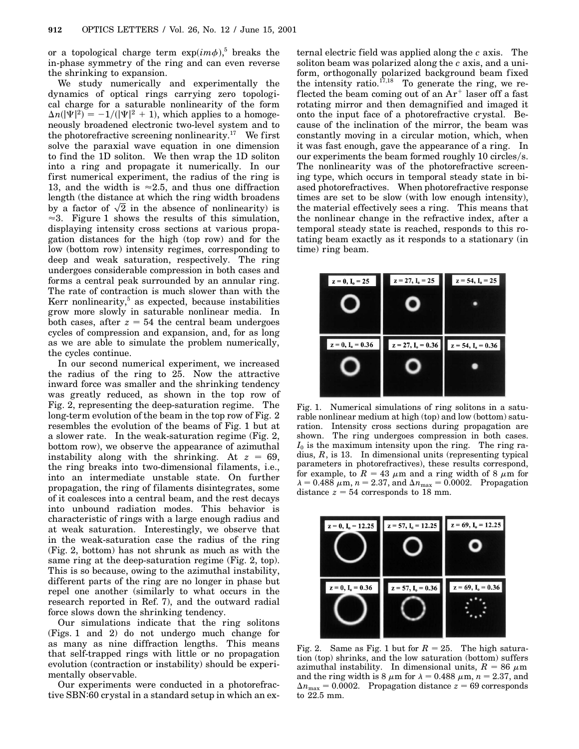or a topological charge term $\exp(im\phi)$,[5] breaks the in-phase symmetry of the ring and can even reverse the shrinking to expansion.

We study numerically and experimentally the dynamics of optical rings carrying zero topological charge for a saturable nonlinearity of the form $\Delta n(|\Psi|^2) = -1/(|\Psi|^2 + 1)$, which applies to a homogeneously broadened electronic two-level system and to the photorefractive screening nonlinearity.[17] We first solve the paraxial wave equation in one dimension to find the 1D soliton. We then wrap the 1D soliton into a ring and propagate it numerically. In our first numerical experiment, the radius of the ring is 13, and the width is $\approx 2.5$, and thus one diffraction length (the distance at which the ring width broadens by a factor of $\sqrt{2}$ in the absence of nonlinearity) is $\approx 3$. Figure 1 shows the results of this simulation, displaying intensity cross sections at various propagation distances for the high (top row) and for the low (bottom row) intensity regimes, corresponding to deep and weak saturation, respectively. The ring undergoes considerable compression in both cases and forms a central peak surrounded by an annular ring. The rate of contraction is much slower than with the Kerr nonlinearity,[5] as expected, because instabilities grow more slowly in saturable nonlinear media. In both cases, after $z = 54$ the central beam undergoes cycles of compression and expansion, and, for as long as we are able to simulate the problem numerically, the cycles continue.

In our second numerical experiment, we increased the radius of the ring to 25. Now the attractive inward force was smaller and the shrinking tendency was greatly reduced, as shown in the top row of Fig. 2, representing the deep-saturation regime. The long-term evolution of the beam in the top row of Fig. 2 resembles the evolution of the beams of Fig. 1 but at a slower rate. In the weak-saturation regime (Fig. 2, bottom row), we observe the appearance of azimuthal instability along with the shrinking. At $z = 69$, the ring breaks into two-dimensional filaments, i.e., into an intermediate unstable state. On further propagation, the ring of filaments disintegrates, some of it coalesces into a central beam, and the rest decays into unbound radiation modes. This behavior is characteristic of rings with a large enough radius and at weak saturation. Interestingly, we observe that in the weak-saturation case the radius of the ring (Fig. 2, bottom) has not shrunk as much as with the same ring at the deep-saturation regime (Fig. 2, top). This is so because, owing to the azimuthal instability, different parts of the ring are no longer in phase but repel one another (similarly to what occurs in the research reported in Ref. 7), and the outward radial force slows down the shrinking tendency.

Our simulations indicate that the ring solitons (Figs. 1 and 2) do not undergo much change for as many as nine diffraction lengths. This means that self-trapped rings with little or no propagation evolution (contraction or instability) should be experimentally observable.

Our experiments were conducted in a photorefractive SBN:60 crystal in a standard setup in which an external electric field was applied along the $c$ axis. The soliton beam was polarized along the $c$ axis, and a uniform, orthogonally polarized background beam fixed the intensity ratio.[17,18] To generate the ring, we reflected the beam coming out of an $Ar^+$ laser off a fast rotating mirror and then demagnified and imaged it onto the input face of a photorefractive crystal. Because of the inclination of the mirror, the beam was constantly moving in a circular motion, which, when it was fast enough, gave the appearance of a ring. In our experiments the beam formed roughly 10 circles/s. The nonlinearity was of the photorefractive screening type, which occurs in temporal steady state in biased photorefractives. When photorefractive response times are set to be slow (with low enough intensity), the material effectively sees a ring. This means that the nonlinear change in the refractive index, after a temporal steady state is reached, responds to this rotating beam exactly as it responds to a stationary (in time) ring beam.

Fig. 1. Numerical simulations of ring solitons in a saturable nonlinear medium at high (top) and low (bottom) saturation. Intensity cross sections during propagation are shown. The ring undergoes compression in both cases. $I_0$ is the maximum intensity upon the ring. The ring radius, $R$, is 13. In dimensional units (representing typical parameters in photorefractives), these results correspond, for example, to $R = 43$ μm and a ring width of 8 μm for $\lambda = 0.488$ μm, $n = 2.37$, and $\Delta n_{\max} = 0.0002$. Propagation distance $z = 54$ corresponds to 18 mm.

Fig. 2. Same as Fig. 1 but for $R = 25$. The high saturation (top) shrinks, and the low saturation (bottom) suffers azimuthal instability. In dimensional units, $R = 86$ μm and the ring width is 8 μm for $\lambda = 0.488$ μm, $n = 2.37$, and $\Delta n_{\max} = 0.0002$. Propagation distance $z = 69$ corresponds to 22.5 mm.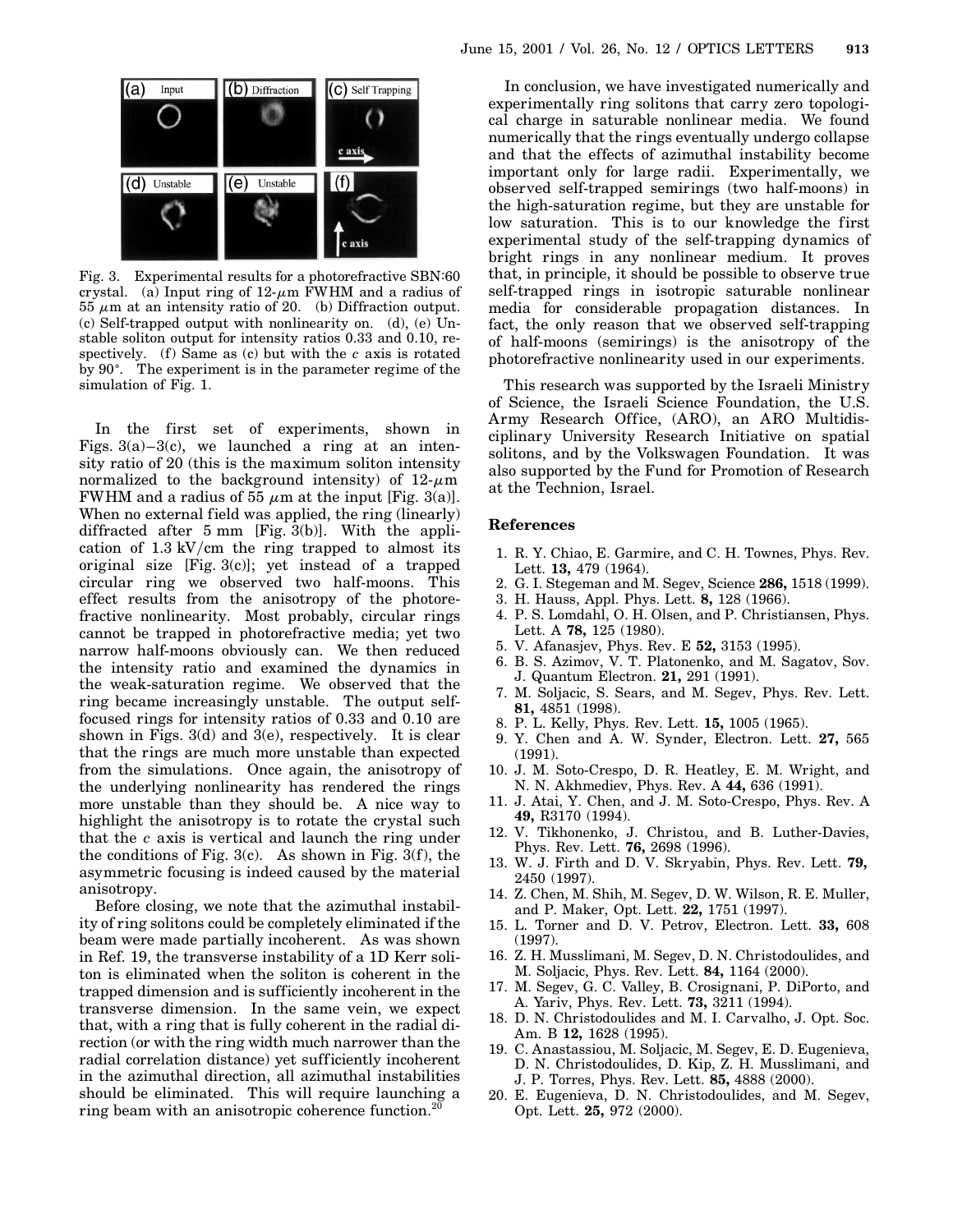(a) Input
(b) Diffraction
(c) Self Trapping
c axis
(d) Unstable
(e) Unstable
(f)
c axis

Fig. 3. Experimental results for a photorefractive SBN:60 crystal. (a) Input ring of 12-$\mu$m FWHM and a radius of 55 $\mu$m at an intensity ratio of 20. (b) Diffraction output. (c) Self-trapped output with nonlinearity on. (d), (e) Unstable soliton output for intensity ratios 0.33 and 0.10, respectively. (f) Same as (c) but with the $c$ axis is rotated by 90°. The experiment is in the parameter regime of the simulation of Fig. 1.

In the first set of experiments, shown in Figs. 3(a)–3(c), we launched a ring at an intensity ratio of 20 (this is the maximum soliton intensity normalized to the background intensity) of 12-$\mu$m FWHM and a radius of 55 $\mu$m at the input [Fig. 3(a)]. When no external field was applied, the ring (linearly) diffracted after 5 mm [Fig. 3(b)]. With the application of 1.3 kV/cm the ring trapped to almost its original size [Fig. 3(c)]; yet instead of a trapped circular ring we observed two half-moons. This effect results from the anisotropy of the photorefractive nonlinearity. Most probably, circular rings cannot be trapped in photorefractive media; yet two narrow half-moons obviously can. We then reduced the intensity ratio and examined the dynamics in the weak-saturation regime. We observed that the ring became increasingly unstable. The output self-focused rings for intensity ratios of 0.33 and 0.10 are shown in Figs. 3(d) and 3(e), respectively. It is clear that the rings are much more unstable than expected from the simulations. Once again, the anisotropy of the underlying nonlinearity has rendered the rings more unstable than they should be. A nice way to highlight the anisotropy is to rotate the crystal such that the $c$ axis is vertical and launch the ring under the conditions of Fig. 3(c). As shown in Fig. 3(f), the asymmetric focusing is indeed caused by the material anisotropy.

Before closing, we note that the azimuthal instability of ring solitons could be completely eliminated if the beam were made partially incoherent. As was shown in Ref. 19, the transverse instability of a 1D Kerr soliton is eliminated when the soliton is coherent in the trapped dimension and is sufficiently incoherent in the transverse dimension. In the same vein, we expect that, with a ring that is fully coherent in the radial direction (or with the ring width much narrower than the radial correlation distance) yet sufficiently incoherent in the azimuthal direction, all azimuthal instabilities should be eliminated. This will require launching a ring beam with an anisotropic coherence function.[20]

In conclusion, we have investigated numerically and experimentally ring solitons that carry zero topological charge in saturable nonlinear media. We found numerically that the rings eventually undergo collapse and that the effects of azimuthal instability become important only for large radii. Experimentally, we observed self-trapped semirings (two half-moons) in the high-saturation regime, but they are unstable for low saturation. This is to our knowledge the first experimental study of the self-trapping dynamics of bright rings in any nonlinear medium. It proves that, in principle, it should be possible to observe true self-trapped rings in isotropic saturable nonlinear media for considerable propagation distances. In fact, the only reason that we observed self-trapping of half-moons (semirings) is the anisotropy of the photorefractive nonlinearity used in our experiments.

This research was supported by the Israeli Ministry of Science, the Israeli Science Foundation, the U.S. Army Research Office, (ARO), an ARO Multidisciplinary University Research Initiative on spatial solitons, and by the Volkswagen Foundation. It was also supported by the Fund for Promotion of Research at the Technion, Israel.

## References

1. R. Y. Chiao, E. Garmire, and C. H. Townes, Phys. Rev. Lett. **13,** 479 (1964).
2. G. I. Stegeman and M. Segev, Science **286,** 1518 (1999).
3. H. Hauss, Appl. Phys. Lett. **8,** 128 (1966).
4. P. S. Lomdahl, O. H. Olsen, and P. Christiansen, Phys. Lett. A **78,** 125 (1980).
5. V. Afanasjev, Phys. Rev. E **52,** 3153 (1995).
6. B. S. Azimov, V. T. Platonenko, and M. Sagatov, Sov. J. Quantum Electron. **21,** 291 (1991).
7. M. Soljacic, S. Sears, and M. Segev, Phys. Rev. Lett. **81,** 4851 (1998).
8. P. L. Kelly, Phys. Rev. Lett. **15,** 1005 (1965).
9. Y. Chen and A. W. Synder, Electron. Lett. **27,** 565 (1991).
10. J. M. Soto-Crespo, D. R. Heatley, E. M. Wright, and N. N. Akhmediev, Phys. Rev. A **44,** 636 (1991).
11. J. Atai, Y. Chen, and J. M. Soto-Crespo, Phys. Rev. A **49,** R3170 (1994).
12. V. Tikhonenko, J. Christou, and B. Luther-Davies, Phys. Rev. Lett. **76,** 2698 (1996).
13. W. J. Firth and D. V. Skryabin, Phys. Rev. Lett. **79,** 2450 (1997).
14. Z. Chen, M. Shih, M. Segev, D. W. Wilson, R. E. Muller, and P. Maker, Opt. Lett. **22,** 1751 (1997).
15. L. Torner and D. V. Petrov, Electron. Lett. **33,** 608 (1997).
16. Z. H. Musslimani, M. Segev, D. N. Christodoulides, and M. Soljacic, Phys. Rev. Lett. **84,** 1164 (2000).
17. M. Segev, G. C. Valley, B. Crosignani, P. DiPorto, and A. Yariv, Phys. Rev. Lett. **73,** 3211 (1994).
18. D. N. Christodoulides and M. I. Carvalho, J. Opt. Soc. Am. B **12,** 1628 (1995).
19. C. Anastassiou, M. Soljacic, M. Segev, E. D. Eugenieva, D. N. Christodoulides, D. Kip, Z. H. Musslimani, and J. P. Torres, Phys. Rev. Lett. **85,** 4888 (2000).
20. E. Eugenieva, D. N. Christodoulides, and M. Segev, Opt. Lett. **25,** 972 (2000).